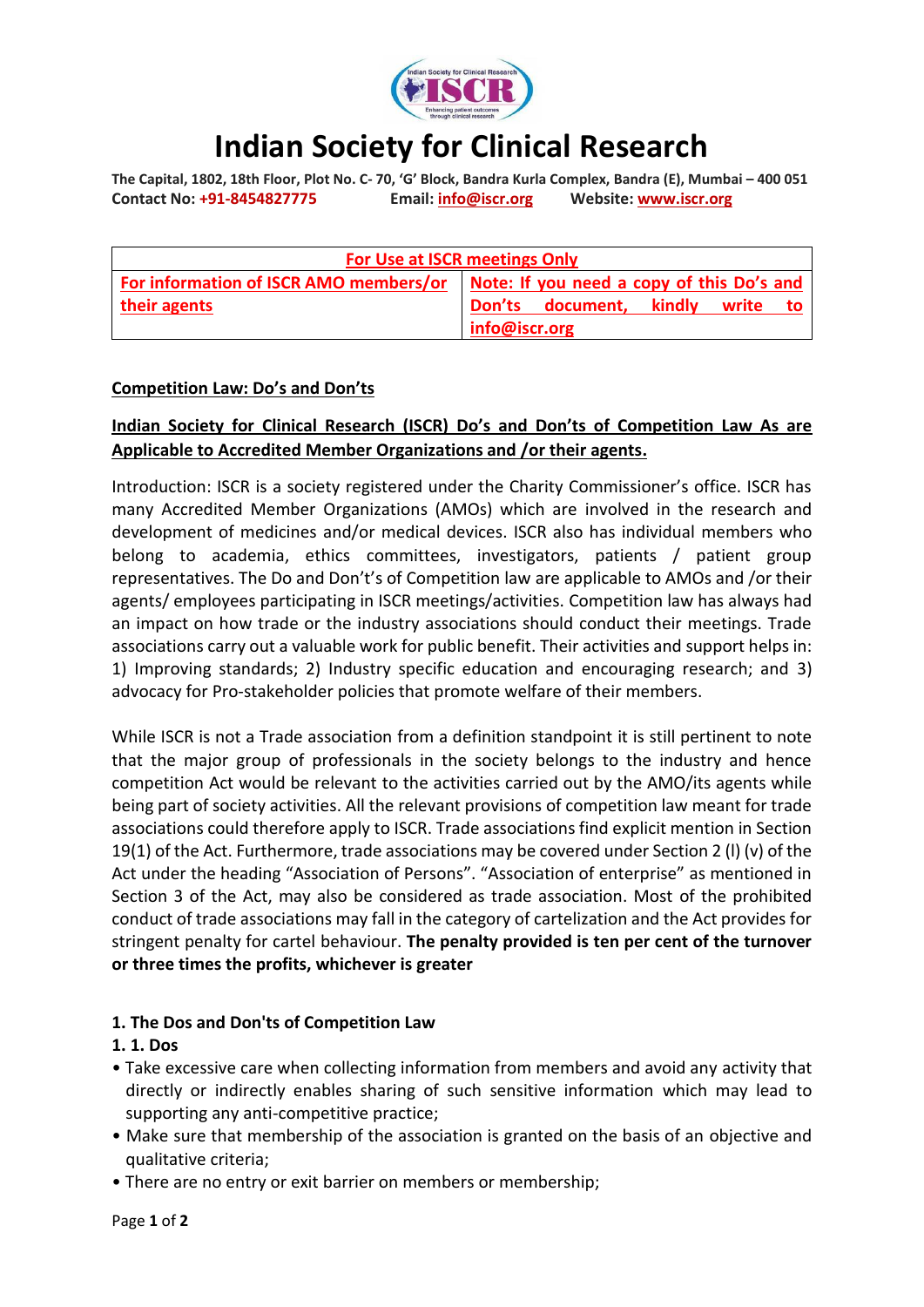# Indian Society for Clinical Research

**The Capital, 1802, 18th Floor, Plot No. C- 70, 'G' Block, Bandra Kurla Complex, Bandra (E), Mumbai – 400 051**
**Contact No: +91-8454827775 Email: info@iscr.org Website: www.iscr.org**

| For Use at ISCR meetings Only | |
|---|---|
| For information of ISCR AMO members/or their agents | Note: If you need a copy of this Do's and Don'ts document, kindly write to info@iscr.org |

**Competition Law: Do's and Don'ts**

**Indian Society for Clinical Research (ISCR) Do's and Don'ts of Competition Law As are Applicable to Accredited Member Organizations and /or their agents.**

Introduction: ISCR is a society registered under the Charity Commissioner's office. ISCR has many Accredited Member Organizations (AMOs) which are involved in the research and development of medicines and/or medical devices. ISCR also has individual members who belong to academia, ethics committees, investigators, patients / patient group representatives. The Do and Don't's of Competition law are applicable to AMOs and /or their agents/ employees participating in ISCR meetings/activities. Competition law has always had an impact on how trade or the industry associations should conduct their meetings. Trade associations carry out a valuable work for public benefit. Their activities and support helps in: 1) Improving standards; 2) Industry specific education and encouraging research; and 3) advocacy for Pro-stakeholder policies that promote welfare of their members.

While ISCR is not a Trade association from a definition standpoint it is still pertinent to note that the major group of professionals in the society belongs to the industry and hence competition Act would be relevant to the activities carried out by the AMO/its agents while being part of society activities. All the relevant provisions of competition law meant for trade associations could therefore apply to ISCR. Trade associations find explicit mention in Section 19(1) of the Act. Furthermore, trade associations may be covered under Section 2 (l) (v) of the Act under the heading "Association of Persons". "Association of enterprise" as mentioned in Section 3 of the Act, may also be considered as trade association. Most of the prohibited conduct of trade associations may fall in the category of cartelization and the Act provides for stringent penalty for cartel behaviour. **The penalty provided is ten per cent of the turnover or three times the profits, whichever is greater**

**1. The Dos and Don'ts of Competition Law**

**1. 1. Dos**

- Take excessive care when collecting information from members and avoid any activity that directly or indirectly enables sharing of such sensitive information which may lead to supporting any anti-competitive practice;
- Make sure that membership of the association is granted on the basis of an objective and qualitative criteria;
- There are no entry or exit barrier on members or membership;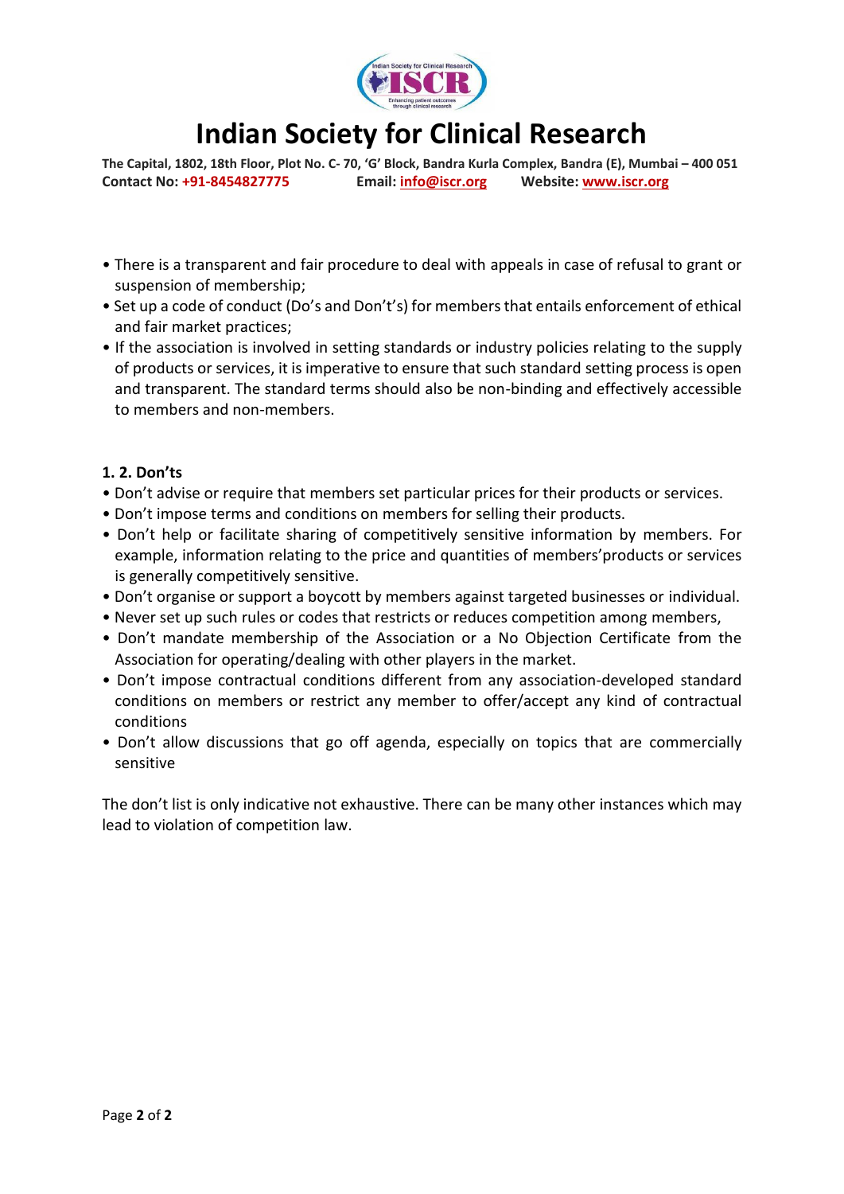# Indian Society for Clinical Research

**The Capital, 1802, 18th Floor, Plot No. C- 70, 'G' Block, Bandra Kurla Complex, Bandra (E), Mumbai – 400 051**
**Contact No: +91-8454827775 Email: info@iscr.org Website: www.iscr.org**

- There is a transparent and fair procedure to deal with appeals in case of refusal to grant or suspension of membership;
- Set up a code of conduct (Do's and Don't's) for members that entails enforcement of ethical and fair market practices;
- If the association is involved in setting standards or industry policies relating to the supply of products or services, it is imperative to ensure that such standard setting process is open and transparent. The standard terms should also be non-binding and effectively accessible to members and non-members.

### 1. 2. Don'ts

- Don't advise or require that members set particular prices for their products or services.
- Don't impose terms and conditions on members for selling their products.
- Don't help or facilitate sharing of competitively sensitive information by members. For example, information relating to the price and quantities of members'products or services is generally competitively sensitive.
- Don't organise or support a boycott by members against targeted businesses or individual.
- Never set up such rules or codes that restricts or reduces competition among members,
- Don't mandate membership of the Association or a No Objection Certificate from the Association for operating/dealing with other players in the market.
- Don't impose contractual conditions different from any association-developed standard conditions on members or restrict any member to offer/accept any kind of contractual conditions
- Don't allow discussions that go off agenda, especially on topics that are commercially sensitive

The don't list is only indicative not exhaustive. There can be many other instances which may lead to violation of competition law.